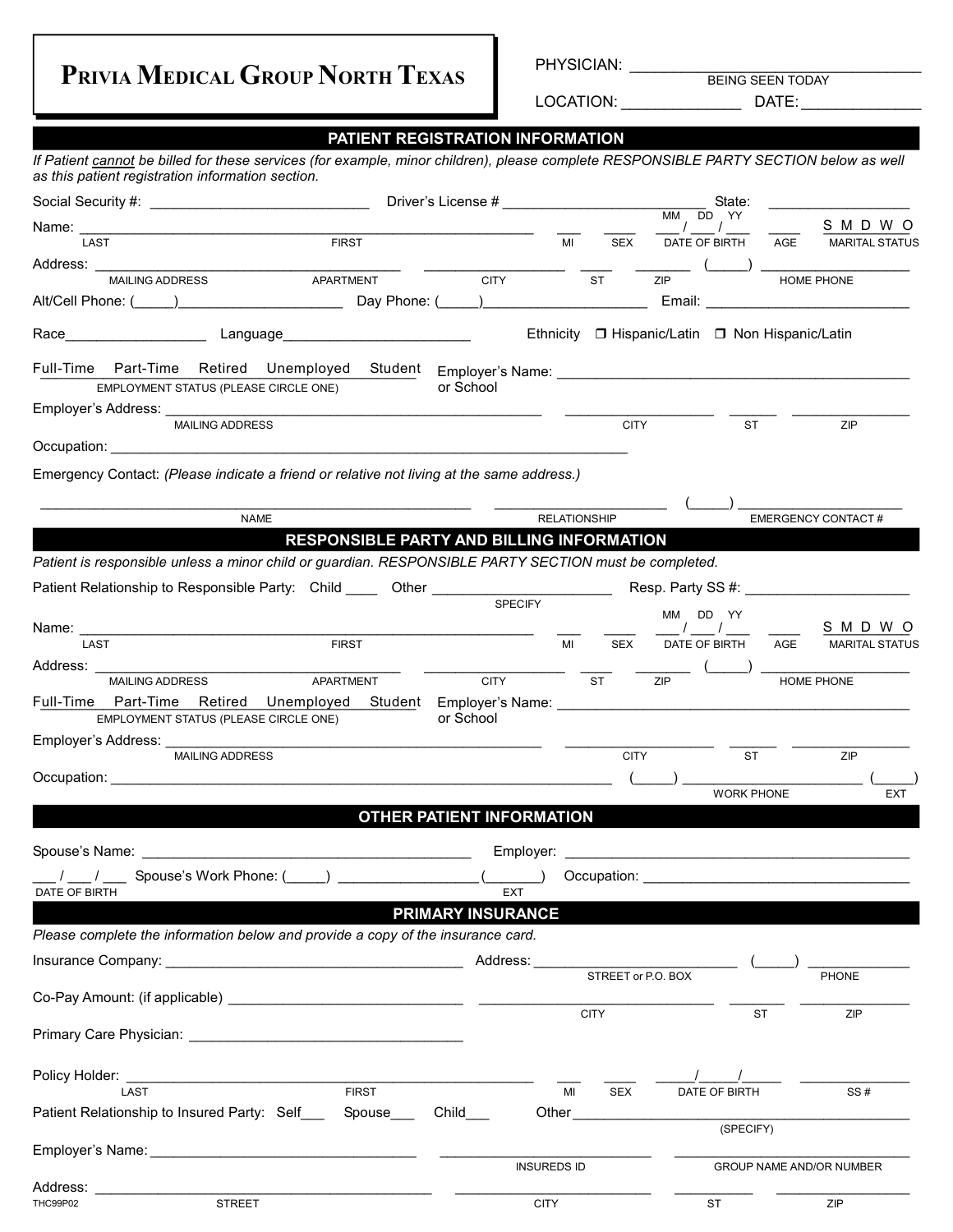# Privia Medical Group North Texas

PHYSICIAN: ______________________________
BEING SEEN TODAY

LOCATION: _____________ DATE: _____________

## PATIENT REGISTRATION INFORMATION

*If Patient cannot be billed for these services (for example, minor children), please complete RESPONSIBLE PARTY SECTION below as well as this patient registration information section.*

Social Security #: ___________________________ Driver's License # _________________________ State: _________________

Name: ________________________________________________________ ___ ____ ___/___/___ ____ S M D W O
LAST FIRST MI SEX DATE OF BIRTH (MM DD YY) AGE MARITAL STATUS

Address: ____________________________________ _________________ ____ _______ (_____) _________________
MAILING ADDRESS APARTMENT CITY ST ZIP HOME PHONE

Alt/Cell Phone: (_____)____________________ Day Phone: (_____)____________________ Email: _________________________

Race_________________ Language_______________________ Ethnicity ❐ Hispanic/Latin ❐ Non Hispanic/Latin

Full-Time Part-Time Retired Unemployed Student
EMPLOYMENT STATUS (PLEASE CIRCLE ONE)

Employer's Name: or School ___________________________________________

Employer's Address: ____________________________________________ __________________ ______ ______________
MAILING ADDRESS CITY ST ZIP

Occupation: ________________________________________________________________

Emergency Contact: *(Please indicate a friend or relative not living at the same address.)*

____________________________________________________ ____________________ (_____) ____________________
NAME RELATIONSHIP EMERGENCY CONTACT #

## RESPONSIBLE PARTY AND BILLING INFORMATION

*Patient is responsible unless a minor child or guardian. RESPONSIBLE PARTY SECTION must be completed.*

Patient Relationship to Responsible Party: Child ____ Other ______________________ Resp. Party SS #: ____________________
SPECIFY

Name: ________________________________________________________ ___ ____ ___/___/___ ____ S M D W O
LAST FIRST MI SEX DATE OF BIRTH (MM DD YY) AGE MARITAL STATUS

Address: ____________________________________ _________________ ____ _______ (_____) _________________
MAILING ADDRESS APARTMENT CITY ST ZIP HOME PHONE

Full-Time Part-Time Retired Unemployed Student
EMPLOYMENT STATUS (PLEASE CIRCLE ONE)

Employer's Name: or School ___________________________________________

Employer's Address: ____________________________________________ __________________ ______ ______________
MAILING ADDRESS CITY ST ZIP

Occupation: ___________________________________________________________ (_____) ____________________ (_____)
WORK PHONE EXT

## OTHER PATIENT INFORMATION

Spouse's Name: ________________________________________ Employer: ________________________________________

___ / ___ / ___ Spouse's Work Phone: (_____) ________________(_______) Occupation: ________________________________
DATE OF BIRTH EXT

## PRIMARY INSURANCE

*Please complete the information below and provide a copy of the insurance card.*

Insurance Company: ____________________________________ Address: ________________________ (_____) ____________
STREET or P.O. BOX PHONE

Co-Pay Amount: (if applicable) ____________________________ ____________________________ _______ ____________
CITY ST ZIP

Primary Care Physician: ____________________________________

Policy Holder: ________________________________________________ ___ ____ _____/_____/_____ ____________
LAST FIRST MI SEX DATE OF BIRTH SS #

Patient Relationship to Insured Party: Self___ Spouse___ Child___ Other________________________________________
(SPECIFY)

Employer's Name: _______________________________ ________________________ ____________________________
INSUREDS ID GROUP NAME AND/OR NUMBER

Address: ________________________________________ ______________________ __________ _______________
STREET CITY ST ZIP

THC99P02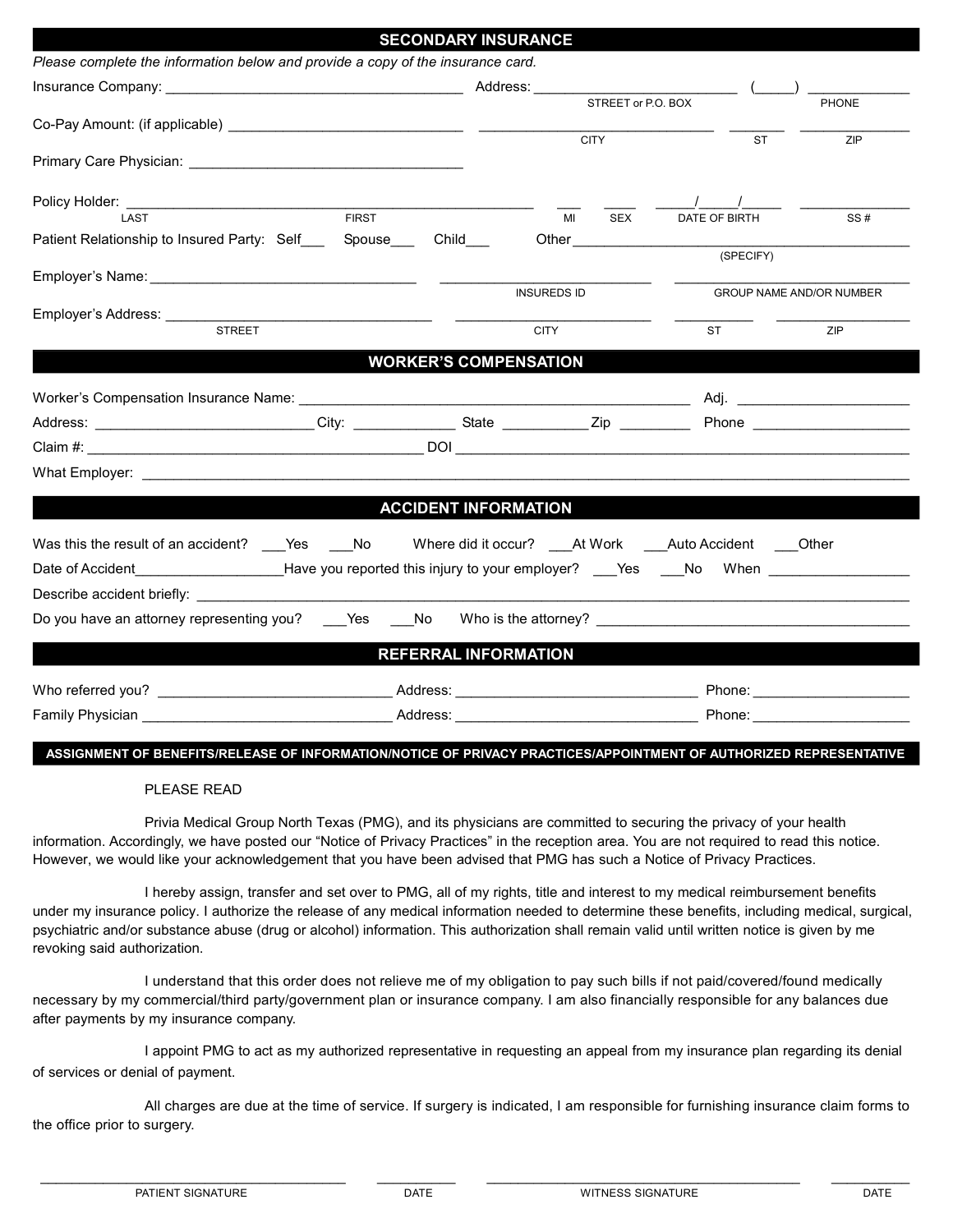## SECONDARY INSURANCE

*Please complete the information below and provide a copy of the insurance card.*

Insurance Company: ______________________________ Address: ______________________ (_____) ____________
STREET or P.O. BOX PHONE

Co-Pay Amount: (if applicable) ______________________ ______________________ _______ __________
CITY ST ZIP

Primary Care Physician: ______________________________

Policy Holder: ______________________________ ___ ____ _____/_____/_____ ______________
LAST FIRST MI SEX DATE OF BIRTH SS #

Patient Relationship to Insured Party: Self___ Spouse___ Child___ Other______________________________
(SPECIFY)

Employer's Name: ______________________________ ______________________ ______________________
INSUREDS ID GROUP NAME AND/OR NUMBER

Employer's Address: ______________________________ ______________________ __________ __________
STREET CITY ST ZIP

## WORKER'S COMPENSATION

Worker's Compensation Insurance Name: ______________________________ Adj. ______________

Address: ______________________ City: ____________ State ___________ Zip _________ Phone ______________

Claim #: ______________________________ DOI ______________________________

What Employer: ______________________________

## ACCIDENT INFORMATION

Was this the result of an accident? ___Yes ___No Where did it occur? ___At Work ___Auto Accident ___Other

Date of Accident__________________ Have you reported this injury to your employer? ___Yes ___No When ______________

Describe accident briefly: ______________________________

Do you have an attorney representing you? ___Yes ___No Who is the attorney? ______________________________

## REFERRAL INFORMATION

Who referred you? ______________________ Address: ______________________ Phone: ______________

Family Physician ______________________ Address: ______________________ Phone: ______________

## ASSIGNMENT OF BENEFITS/RELEASE OF INFORMATION/NOTICE OF PRIVACY PRACTICES/APPOINTMENT OF AUTHORIZED REPRESENTATIVE

PLEASE READ

Privia Medical Group North Texas (PMG), and its physicians are committed to securing the privacy of your health information. Accordingly, we have posted our "Notice of Privacy Practices" in the reception area. You are not required to read this notice. However, we would like your acknowledgement that you have been advised that PMG has such a Notice of Privacy Practices.

I hereby assign, transfer and set over to PMG, all of my rights, title and interest to my medical reimbursement benefits under my insurance policy. I authorize the release of any medical information needed to determine these benefits, including medical, surgical, psychiatric and/or substance abuse (drug or alcohol) information. This authorization shall remain valid until written notice is given by me revoking said authorization.

I understand that this order does not relieve me of my obligation to pay such bills if not paid/covered/found medically necessary by my commercial/third party/government plan or insurance company. I am also financially responsible for any balances due after payments by my insurance company.

I appoint PMG to act as my authorized representative in requesting an appeal from my insurance plan regarding its denial of services or denial of payment.

All charges are due at the time of service. If surgery is indicated, I am responsible for furnishing insurance claim forms to the office prior to surgery.

______________________________ __________ ______________________________ __________
PATIENT SIGNATURE DATE WITNESS SIGNATURE DATE